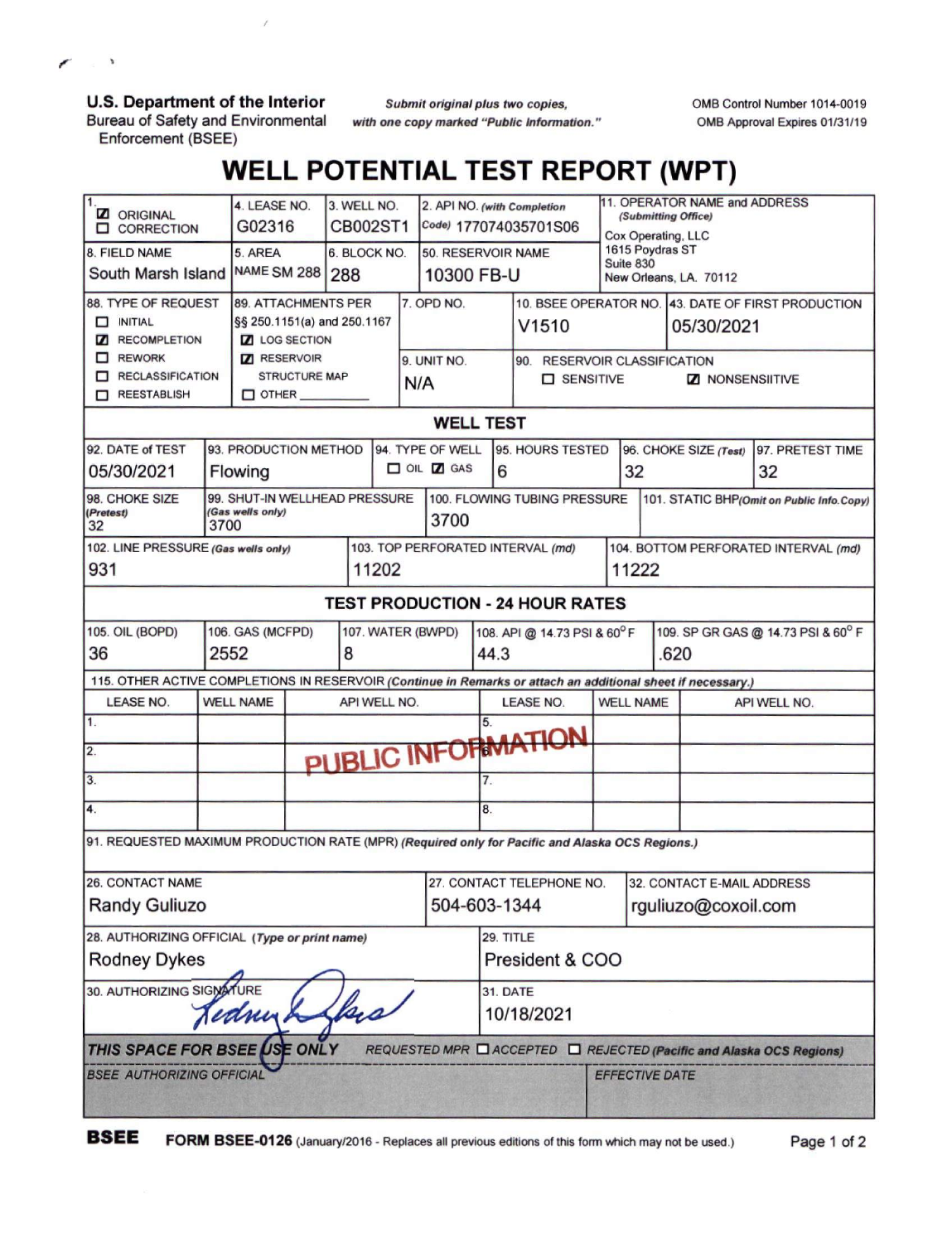U.S. Department of the Interior
Bureau of Safety and Environmental Enforcement (BSEE)

*Submit original plus two copies, with one copy marked "Public Information."*

OMB Control Number 1014-0019
OMB Approval Expires 01/31/19

# WELL POTENTIAL TEST REPORT (WPT)

| 1. | 4. LEASE NO. | 3. WELL NO. | 2. API NO. *(with Completion Code)* | 11. OPERATOR NAME and ADDRESS *(Submitting Office)* |
|---|---|---|---|---|
| ☑ ORIGINAL ☐ CORRECTION | G02316 | CB002ST1 | 177074035701S06 | Cox Operating, LLC 1615 Poydras ST Suite 830 New Orleans, LA. 70112 |
| 8. FIELD NAME | 5. AREA NAME | 6. BLOCK NO. | 50. RESERVOIR NAME | |
| South Marsh Island | SM 288 | 288 | 10300 FB-U | |

| 88. TYPE OF REQUEST | 89. ATTACHMENTS PER §§ 250.1151(a) and 250.1167 | 7. OPD NO. | 10. BSEE OPERATOR NO. | 43. DATE OF FIRST PRODUCTION |
|---|---|---|---|---|
| ☐ INITIAL ☑ RECOMPLETION ☐ REWORK ☐ RECLASSIFICATION ☐ REESTABLISH | ☑ LOG SECTION ☑ RESERVOIR STRUCTURE MAP ☐ OTHER ______ | | V1510 | 05/30/2021 |
| | | 9. UNIT NO. | 90. RESERVOIR CLASSIFICATION | |
| | | N/A | ☐ SENSITIVE ☑ NONSENSIITIVE | |

## WELL TEST

| 92. DATE of TEST | 93. PRODUCTION METHOD | 94. TYPE OF WELL | 95. HOURS TESTED | 96. CHOKE SIZE *(Test)* | 97. PRETEST TIME |
|---|---|---|---|---|---|
| 05/30/2021 | Flowing | ☐ OIL ☑ GAS | 6 | 32 | 32 |

| 98. CHOKE SIZE *(Pretest)* | 99. SHUT-IN WELLHEAD PRESSURE *(Gas wells only)* | 100. FLOWING TUBING PRESSURE | 101. STATIC BHP *(Omit on Public Info.Copy)* |
|---|---|---|---|
| 32 | 3700 | 3700 | |

| 102. LINE PRESSURE *(Gas wells only)* | 103. TOP PERFORATED INTERVAL *(md)* | 104. BOTTOM PERFORATED INTERVAL *(md)* |
|---|---|---|
| 931 | 11202 | 11222 |

## TEST PRODUCTION - 24 HOUR RATES

| 105. OIL (BOPD) | 106. GAS (MCFPD) | 107. WATER (BWPD) | 108. API @ 14.73 PSI & 60° F | 109. SP GR GAS @ 14.73 PSI & 60° F |
|---|---|---|---|---|
| 36 | 2552 | 8 | 44.3 | .620 |

115. OTHER ACTIVE COMPLETIONS IN RESERVOIR *(Continue in Remarks or attach an additional sheet if necessary.)*

| LEASE NO. | WELL NAME | API WELL NO. | LEASE NO. | WELL NAME | API WELL NO. |
|---|---|---|---|---|---|
| 1. | | | 5. | | |
| 2. | | | 6. | | |
| 3. | | | 7. | | |
| 4. | | | 8. | | |

PUBLIC INFORMATION

91. REQUESTED MAXIMUM PRODUCTION RATE (MPR) *(Required only for Pacific and Alaska OCS Regions.)*

| 26. CONTACT NAME | 27. CONTACT TELEPHONE NO. | 32. CONTACT E-MAIL ADDRESS |
|---|---|---|
| Randy Guliuzo | 504-603-1344 | rguliuzo@coxoil.com |

| 28. AUTHORIZING OFFICIAL *(Type or print name)* | 29. TITLE |
|---|---|
| Rodney Dykes | President & COO |
| 30. AUTHORIZING SIGNATURE | 31. DATE |
| *[signature]* | 10/18/2021 |

***THIS SPACE FOR BSEE USE ONLY*** *REQUESTED MPR ☐ ACCEPTED ☐ REJECTED (Pacific and Alaska OCS Regions)*

| *BSEE AUTHORIZING OFFICIAL* | *EFFECTIVE DATE* |
|---|---|
| | |

**BSEE** **FORM BSEE-0126** (January/2016 - Replaces all previous editions of this form which may not be used.)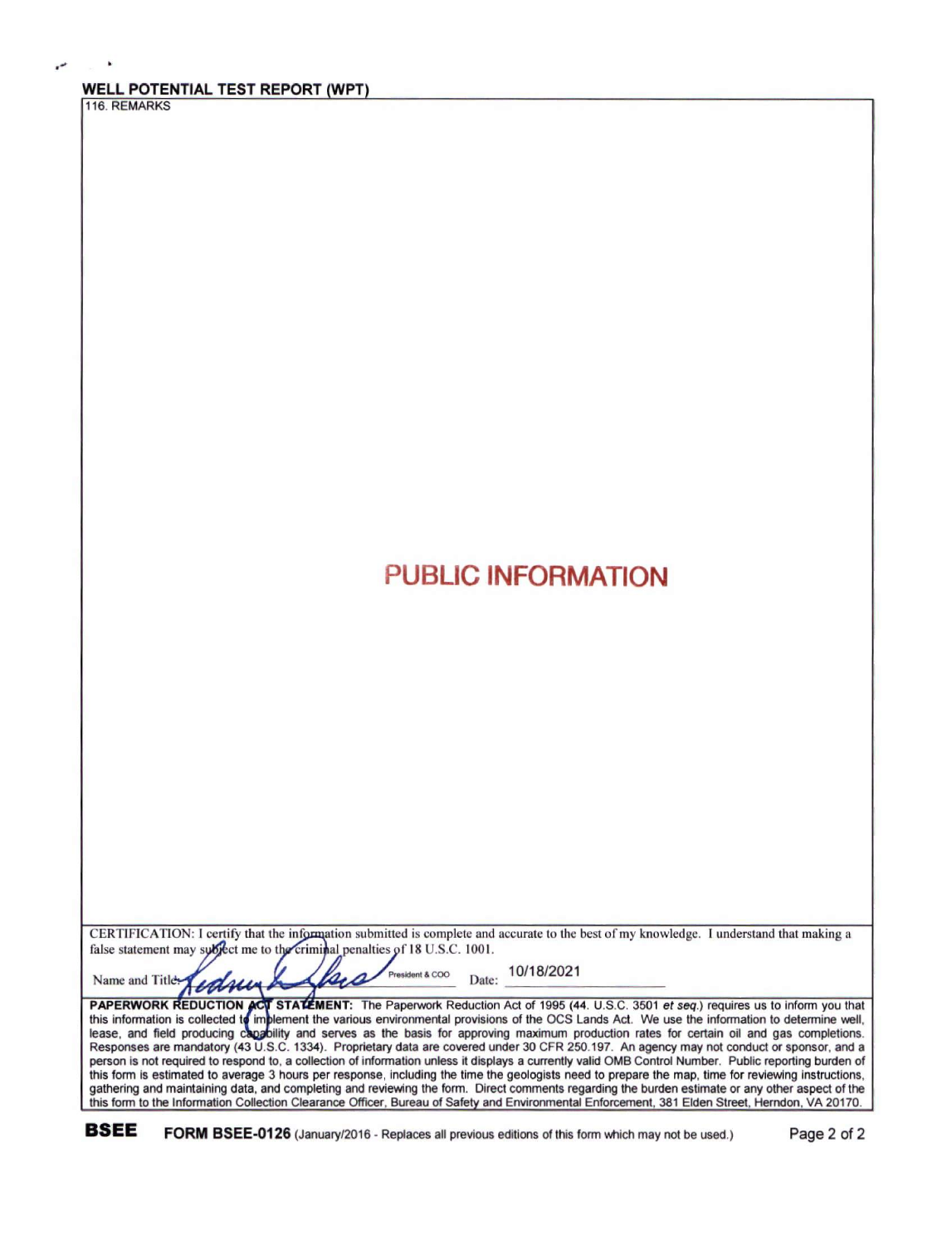## WELL POTENTIAL TEST REPORT (WPT)

116. REMARKS

PUBLIC INFORMATION

CERTIFICATION: I certify that the information submitted is complete and accurate to the best of my knowledge. I understand that making a false statement may subject me to the criminal penalties of 18 U.S.C. 1001.

Name and Title: President & COO Date: 10/18/2021

**PAPERWORK REDUCTION ACT STATEMENT:** The Paperwork Reduction Act of 1995 (44. U.S.C. 3501 *et seq.*) requires us to inform you that this information is collected to implement the various environmental provisions of the OCS Lands Act. We use the information to determine well, lease, and field producing capability and serves as the basis for approving maximum production rates for certain oil and gas completions. Responses are mandatory (43 U.S.C. 1334). Proprietary data are covered under 30 CFR 250.197. An agency may not conduct or sponsor, and a person is not required to respond to, a collection of information unless it displays a currently valid OMB Control Number. Public reporting burden of this form is estimated to average 3 hours per response, including the time the geologists need to prepare the map, time for reviewing instructions, gathering and maintaining data, and completing and reviewing the form. Direct comments regarding the burden estimate or any other aspect of the this form to the Information Collection Clearance Officer, Bureau of Safety and Environmental Enforcement, 381 Elden Street, Herndon, VA 20170.

**BSEE** **FORM BSEE-0126** (January/2016 - Replaces all previous editions of this form which may not be used.)